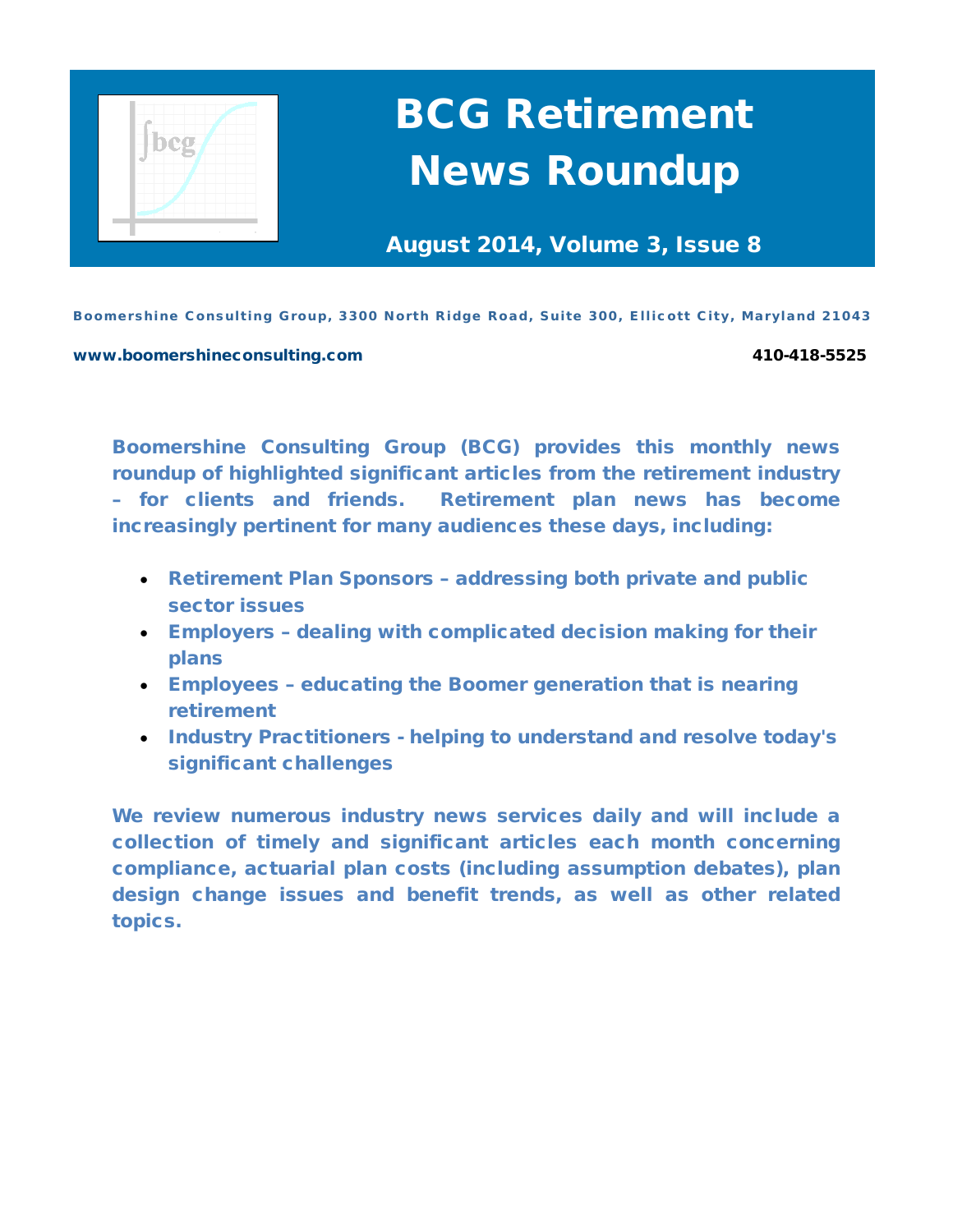# BCG Retirement News Roundup

**August 2014, Volume 3, Issue 8**

**Boomershine Consulting Group, 3300 North Ridge Road, Suite 300, Ellicott City, Maryland 21043**

**www.boomershineconsulting.com** **410-418-5525**

**Boomershine Consulting Group (BCG) provides this monthly news roundup of highlighted significant articles from the retirement industry – for clients and friends. Retirement plan news has become increasingly pertinent for many audiences these days, including:**

- **Retirement Plan Sponsors – addressing both private and public sector issues**
- **Employers – dealing with complicated decision making for their plans**
- **Employees – educating the Boomer generation that is nearing retirement**
- **Industry Practitioners - helping to understand and resolve today's significant challenges**

**We review numerous industry news services daily and will include a collection of timely and significant articles each month concerning compliance, actuarial plan costs (including assumption debates), plan design change issues and benefit trends, as well as other related topics.**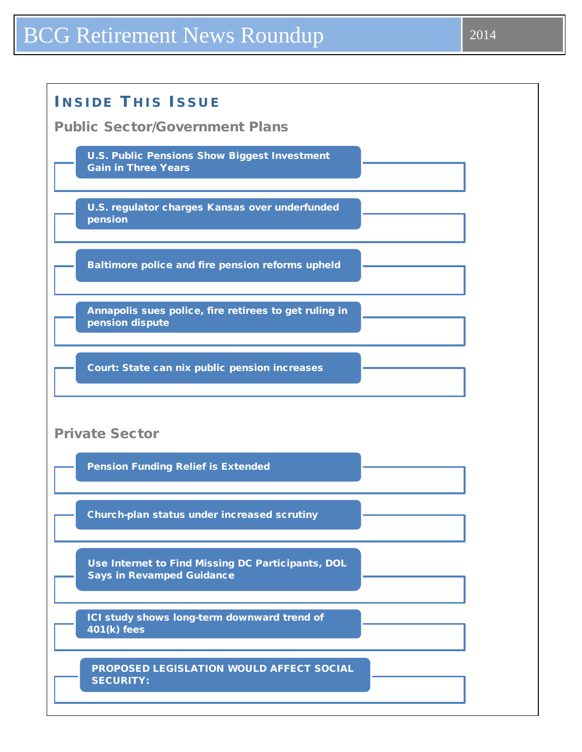# BCG Retirement News Roundup

2014

## INSIDE THIS ISSUE

### Public Sector/Government Plans

- U.S. Public Pensions Show Biggest Investment Gain in Three Years
- U.S. regulator charges Kansas over underfunded pension
- Baltimore police and fire pension reforms upheld
- Annapolis sues police, fire retirees to get ruling in pension dispute
- Court: State can nix public pension increases

### Private Sector

- Pension Funding Relief is Extended
- Church-plan status under increased scrutiny
- Use Internet to Find Missing DC Participants, DOL Says in Revamped Guidance
- ICI study shows long-term downward trend of 401(k) fees
- PROPOSED LEGISLATION WOULD AFFECT SOCIAL SECURITY: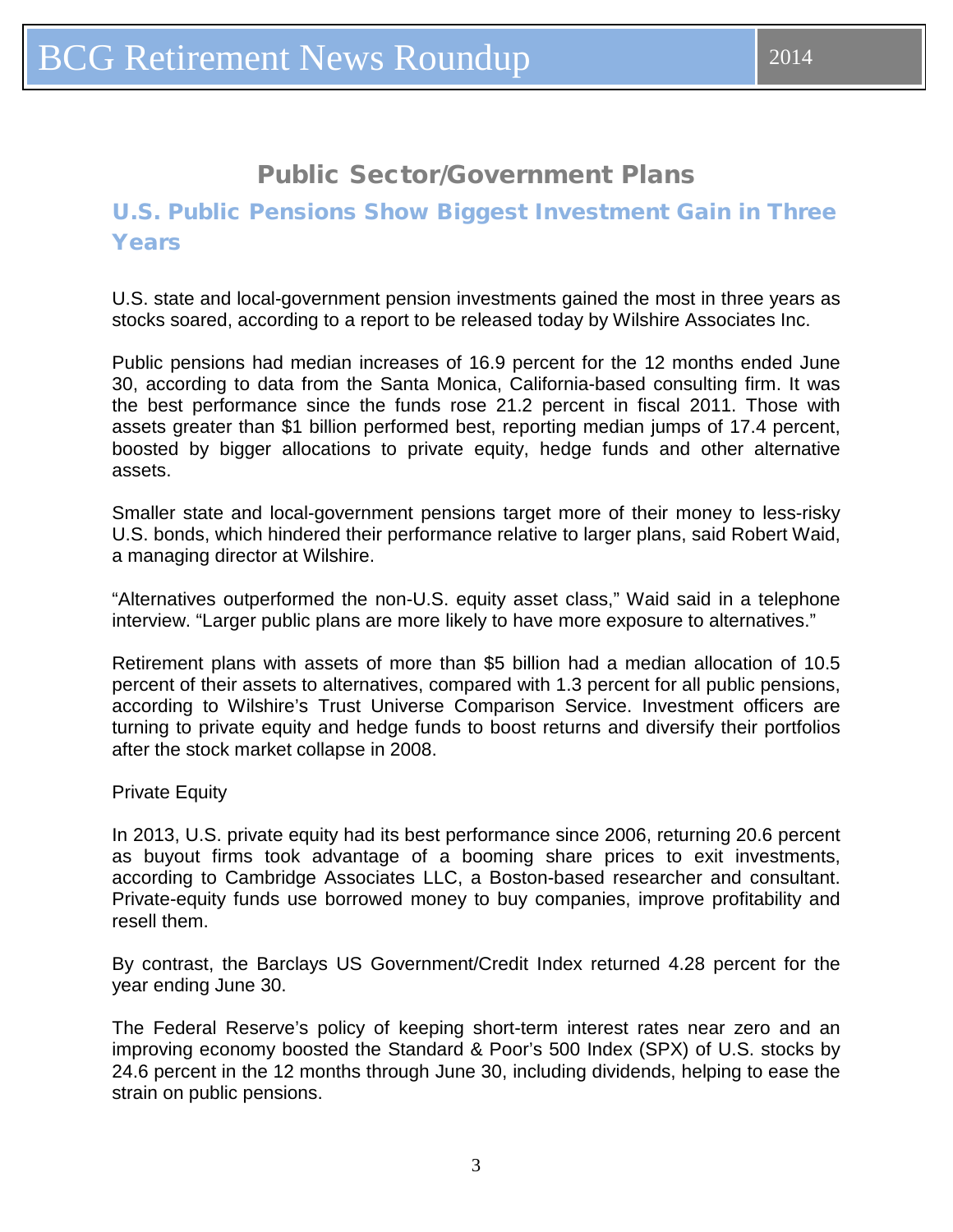## Public Sector/Government Plans

### U.S. Public Pensions Show Biggest Investment Gain in Three Years

U.S. state and local-government pension investments gained the most in three years as stocks soared, according to a report to be released today by Wilshire Associates Inc.

Public pensions had median increases of 16.9 percent for the 12 months ended June 30, according to data from the Santa Monica, California-based consulting firm. It was the best performance since the funds rose 21.2 percent in fiscal 2011. Those with assets greater than $1 billion performed best, reporting median jumps of 17.4 percent, boosted by bigger allocations to private equity, hedge funds and other alternative assets.

Smaller state and local-government pensions target more of their money to less-risky U.S. bonds, which hindered their performance relative to larger plans, said Robert Waid, a managing director at Wilshire.

“Alternatives outperformed the non-U.S. equity asset class,” Waid said in a telephone interview. “Larger public plans are more likely to have more exposure to alternatives.”

Retirement plans with assets of more than $5 billion had a median allocation of 10.5 percent of their assets to alternatives, compared with 1.3 percent for all public pensions, according to Wilshire’s Trust Universe Comparison Service. Investment officers are turning to private equity and hedge funds to boost returns and diversify their portfolios after the stock market collapse in 2008.

Private Equity

In 2013, U.S. private equity had its best performance since 2006, returning 20.6 percent as buyout firms took advantage of a booming share prices to exit investments, according to Cambridge Associates LLC, a Boston-based researcher and consultant. Private-equity funds use borrowed money to buy companies, improve profitability and resell them.

By contrast, the Barclays US Government/Credit Index returned 4.28 percent for the year ending June 30.

The Federal Reserve’s policy of keeping short-term interest rates near zero and an improving economy boosted the Standard & Poor’s 500 Index (SPX) of U.S. stocks by 24.6 percent in the 12 months through June 30, including dividends, helping to ease the strain on public pensions.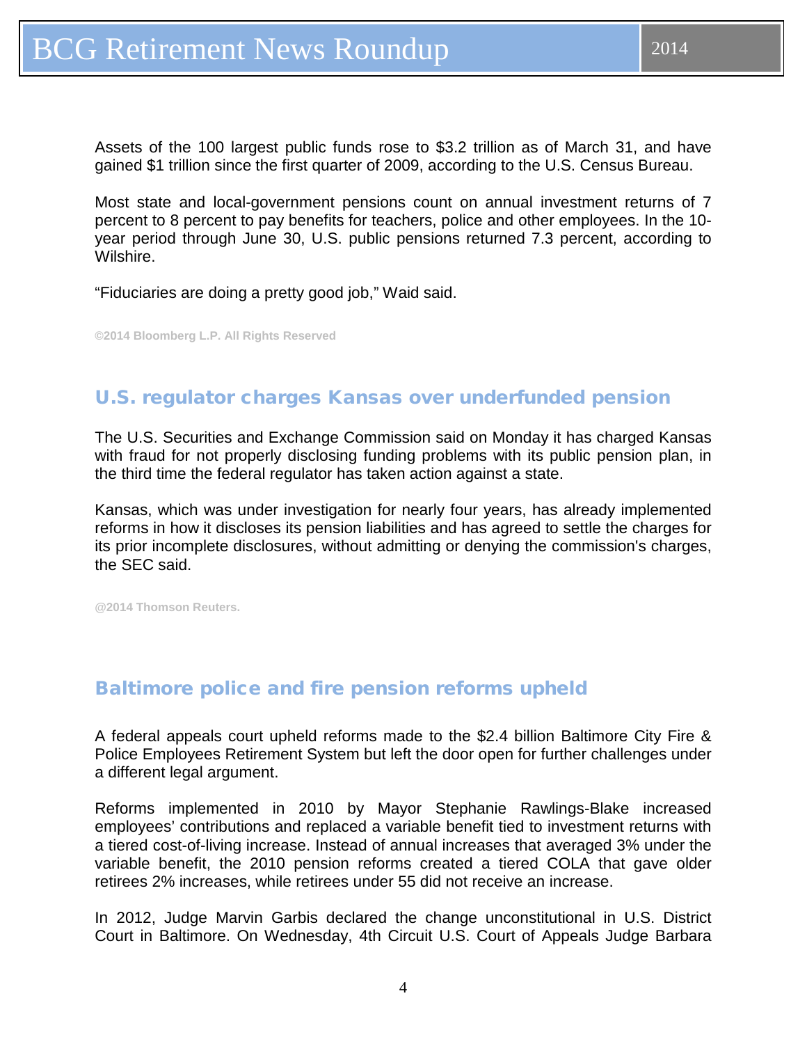Assets of the 100 largest public funds rose to $3.2 trillion as of March 31, and have gained $1 trillion since the first quarter of 2009, according to the U.S. Census Bureau.

Most state and local-government pensions count on annual investment returns of 7 percent to 8 percent to pay benefits for teachers, police and other employees. In the 10-year period through June 30, U.S. public pensions returned 7.3 percent, according to Wilshire.

"Fiduciaries are doing a pretty good job," Waid said.

**©2014 Bloomberg L.P. All Rights Reserved**

## U.S. regulator charges Kansas over underfunded pension

The U.S. Securities and Exchange Commission said on Monday it has charged Kansas with fraud for not properly disclosing funding problems with its public pension plan, in the third time the federal regulator has taken action against a state.

Kansas, which was under investigation for nearly four years, has already implemented reforms in how it discloses its pension liabilities and has agreed to settle the charges for its prior incomplete disclosures, without admitting or denying the commission's charges, the SEC said.

**@2014 Thomson Reuters.**

## Baltimore police and fire pension reforms upheld

A federal appeals court upheld reforms made to the $2.4 billion Baltimore City Fire & Police Employees Retirement System but left the door open for further challenges under a different legal argument.

Reforms implemented in 2010 by Mayor Stephanie Rawlings-Blake increased employees' contributions and replaced a variable benefit tied to investment returns with a tiered cost-of-living increase. Instead of annual increases that averaged 3% under the variable benefit, the 2010 pension reforms created a tiered COLA that gave older retirees 2% increases, while retirees under 55 did not receive an increase.

In 2012, Judge Marvin Garbis declared the change unconstitutional in U.S. District Court in Baltimore. On Wednesday, 4th Circuit U.S. Court of Appeals Judge Barbara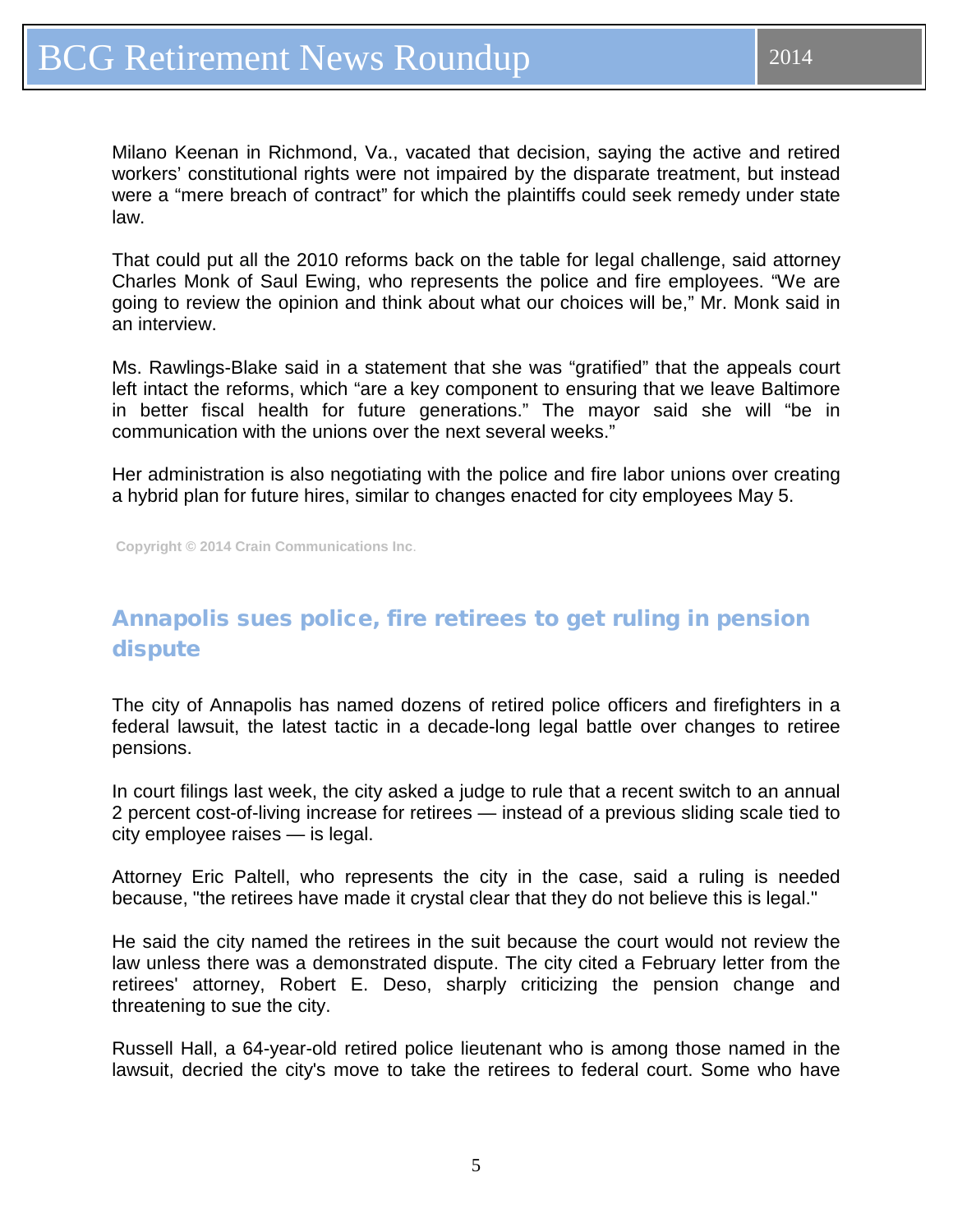Milano Keenan in Richmond, Va., vacated that decision, saying the active and retired workers' constitutional rights were not impaired by the disparate treatment, but instead were a "mere breach of contract" for which the plaintiffs could seek remedy under state law.

That could put all the 2010 reforms back on the table for legal challenge, said attorney Charles Monk of Saul Ewing, who represents the police and fire employees. "We are going to review the opinion and think about what our choices will be," Mr. Monk said in an interview.

Ms. Rawlings-Blake said in a statement that she was "gratified" that the appeals court left intact the reforms, which "are a key component to ensuring that we leave Baltimore in better fiscal health for future generations." The mayor said she will "be in communication with the unions over the next several weeks."

Her administration is also negotiating with the police and fire labor unions over creating a hybrid plan for future hires, similar to changes enacted for city employees May 5.

**Copyright © 2014 Crain Communications Inc.**

## Annapolis sues police, fire retirees to get ruling in pension dispute

The city of Annapolis has named dozens of retired police officers and firefighters in a federal lawsuit, the latest tactic in a decade-long legal battle over changes to retiree pensions.

In court filings last week, the city asked a judge to rule that a recent switch to an annual 2 percent cost-of-living increase for retirees — instead of a previous sliding scale tied to city employee raises — is legal.

Attorney Eric Paltell, who represents the city in the case, said a ruling is needed because, "the retirees have made it crystal clear that they do not believe this is legal."

He said the city named the retirees in the suit because the court would not review the law unless there was a demonstrated dispute. The city cited a February letter from the retirees' attorney, Robert E. Deso, sharply criticizing the pension change and threatening to sue the city.

Russell Hall, a 64-year-old retired police lieutenant who is among those named in the lawsuit, decried the city's move to take the retirees to federal court. Some who have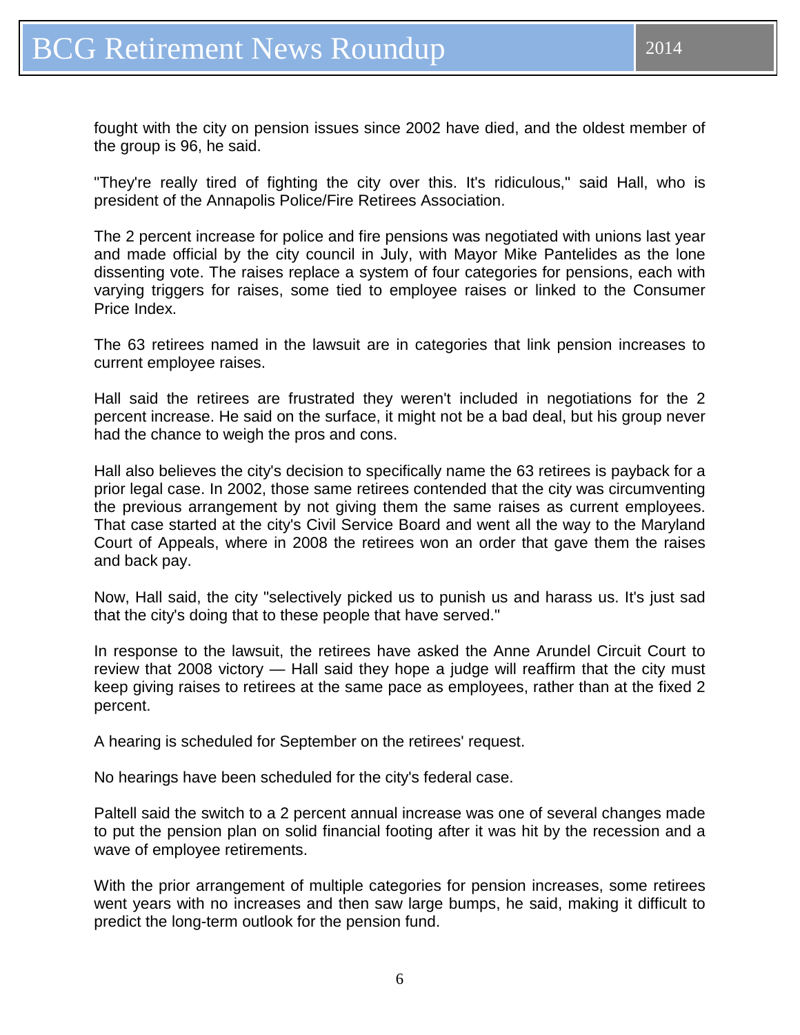fought with the city on pension issues since 2002 have died, and the oldest member of the group is 96, he said.

"They're really tired of fighting the city over this. It's ridiculous," said Hall, who is president of the Annapolis Police/Fire Retirees Association.

The 2 percent increase for police and fire pensions was negotiated with unions last year and made official by the city council in July, with Mayor Mike Pantelides as the lone dissenting vote. The raises replace a system of four categories for pensions, each with varying triggers for raises, some tied to employee raises or linked to the Consumer Price Index.

The 63 retirees named in the lawsuit are in categories that link pension increases to current employee raises.

Hall said the retirees are frustrated they weren't included in negotiations for the 2 percent increase. He said on the surface, it might not be a bad deal, but his group never had the chance to weigh the pros and cons.

Hall also believes the city's decision to specifically name the 63 retirees is payback for a prior legal case. In 2002, those same retirees contended that the city was circumventing the previous arrangement by not giving them the same raises as current employees. That case started at the city's Civil Service Board and went all the way to the Maryland Court of Appeals, where in 2008 the retirees won an order that gave them the raises and back pay.

Now, Hall said, the city "selectively picked us to punish us and harass us. It's just sad that the city's doing that to these people that have served."

In response to the lawsuit, the retirees have asked the Anne Arundel Circuit Court to review that 2008 victory — Hall said they hope a judge will reaffirm that the city must keep giving raises to retirees at the same pace as employees, rather than at the fixed 2 percent.

A hearing is scheduled for September on the retirees' request.

No hearings have been scheduled for the city's federal case.

Paltell said the switch to a 2 percent annual increase was one of several changes made to put the pension plan on solid financial footing after it was hit by the recession and a wave of employee retirements.

With the prior arrangement of multiple categories for pension increases, some retirees went years with no increases and then saw large bumps, he said, making it difficult to predict the long-term outlook for the pension fund.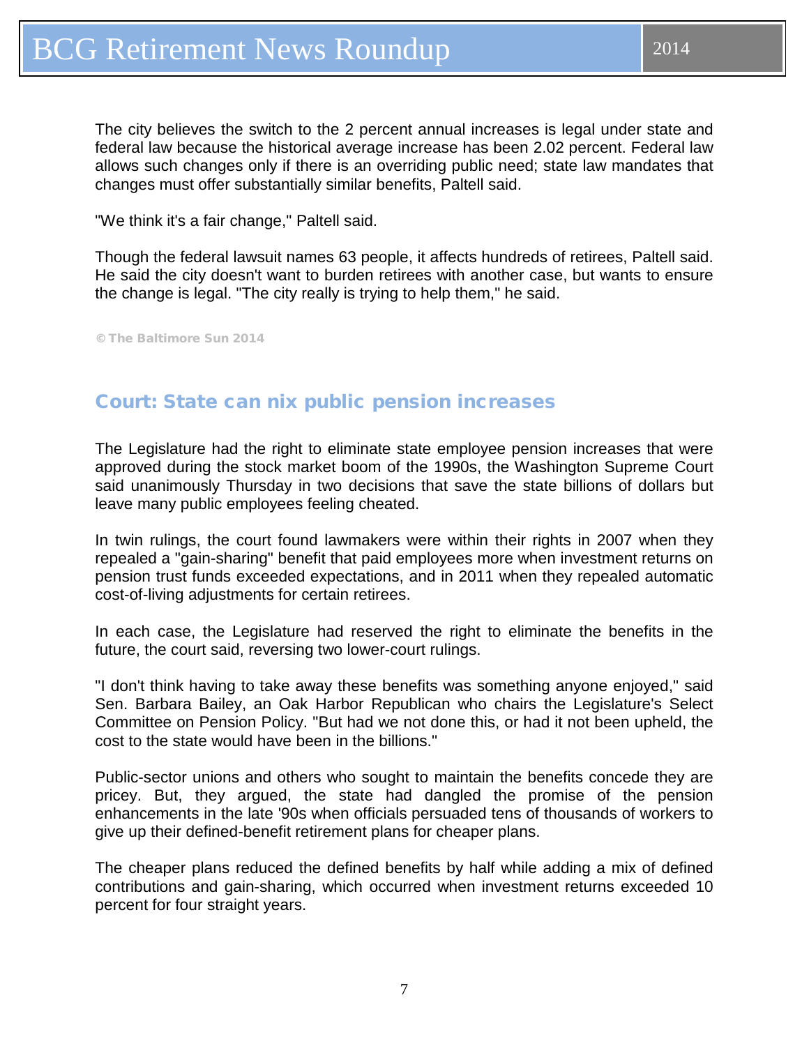The city believes the switch to the 2 percent annual increases is legal under state and federal law because the historical average increase has been 2.02 percent. Federal law allows such changes only if there is an overriding public need; state law mandates that changes must offer substantially similar benefits, Paltell said.

"We think it's a fair change," Paltell said.

Though the federal lawsuit names 63 people, it affects hundreds of retirees, Paltell said. He said the city doesn't want to burden retirees with another case, but wants to ensure the change is legal. "The city really is trying to help them," he said.

© The Baltimore Sun 2014

## Court: State can nix public pension increases

The Legislature had the right to eliminate state employee pension increases that were approved during the stock market boom of the 1990s, the Washington Supreme Court said unanimously Thursday in two decisions that save the state billions of dollars but leave many public employees feeling cheated.

In twin rulings, the court found lawmakers were within their rights in 2007 when they repealed a "gain-sharing" benefit that paid employees more when investment returns on pension trust funds exceeded expectations, and in 2011 when they repealed automatic cost-of-living adjustments for certain retirees.

In each case, the Legislature had reserved the right to eliminate the benefits in the future, the court said, reversing two lower-court rulings.

"I don't think having to take away these benefits was something anyone enjoyed," said Sen. Barbara Bailey, an Oak Harbor Republican who chairs the Legislature's Select Committee on Pension Policy. "But had we not done this, or had it not been upheld, the cost to the state would have been in the billions."

Public-sector unions and others who sought to maintain the benefits concede they are pricey. But, they argued, the state had dangled the promise of the pension enhancements in the late '90s when officials persuaded tens of thousands of workers to give up their defined-benefit retirement plans for cheaper plans.

The cheaper plans reduced the defined benefits by half while adding a mix of defined contributions and gain-sharing, which occurred when investment returns exceeded 10 percent for four straight years.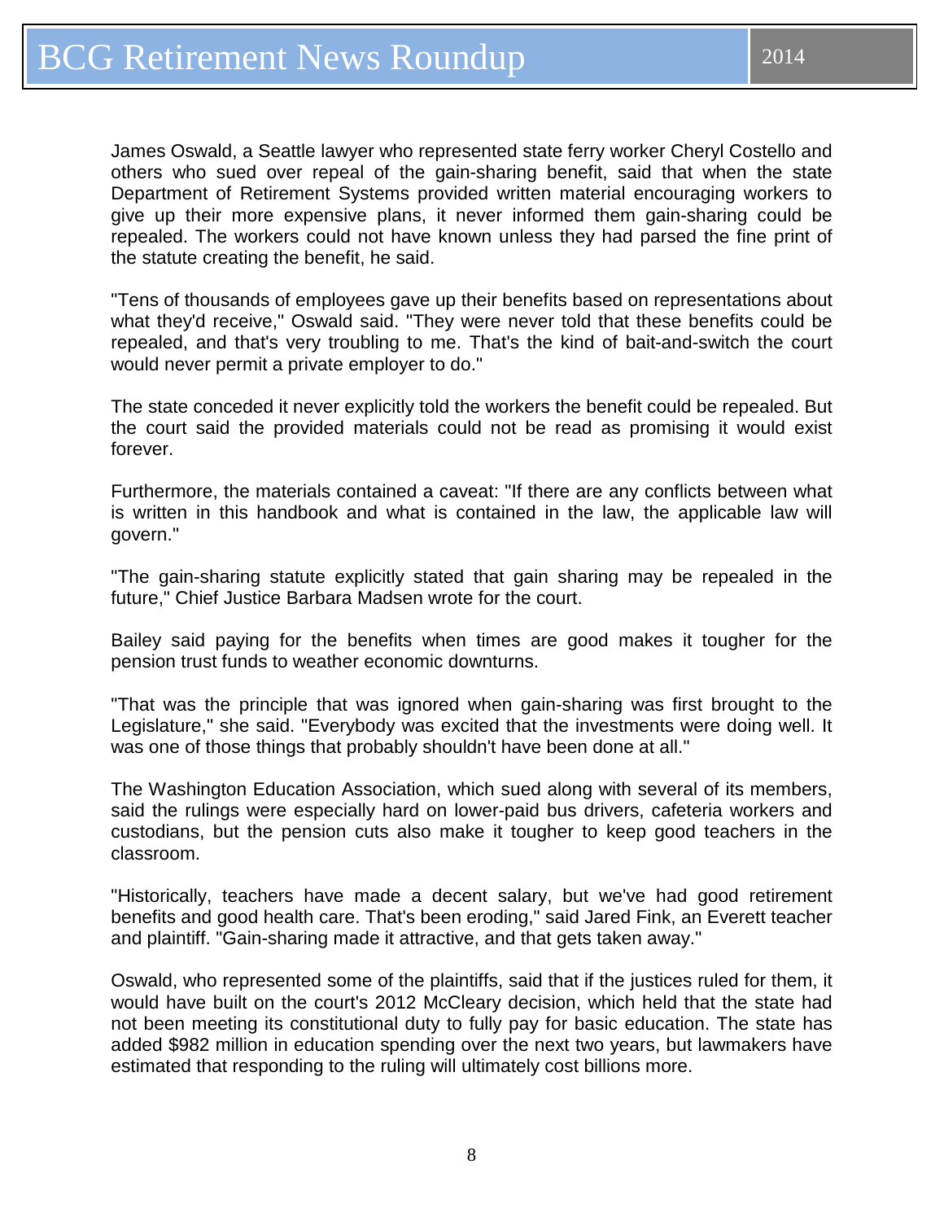James Oswald, a Seattle lawyer who represented state ferry worker Cheryl Costello and others who sued over repeal of the gain-sharing benefit, said that when the state Department of Retirement Systems provided written material encouraging workers to give up their more expensive plans, it never informed them gain-sharing could be repealed. The workers could not have known unless they had parsed the fine print of the statute creating the benefit, he said.

"Tens of thousands of employees gave up their benefits based on representations about what they'd receive," Oswald said. "They were never told that these benefits could be repealed, and that's very troubling to me. That's the kind of bait-and-switch the court would never permit a private employer to do."

The state conceded it never explicitly told the workers the benefit could be repealed. But the court said the provided materials could not be read as promising it would exist forever.

Furthermore, the materials contained a caveat: "If there are any conflicts between what is written in this handbook and what is contained in the law, the applicable law will govern."

"The gain-sharing statute explicitly stated that gain sharing may be repealed in the future," Chief Justice Barbara Madsen wrote for the court.

Bailey said paying for the benefits when times are good makes it tougher for the pension trust funds to weather economic downturns.

"That was the principle that was ignored when gain-sharing was first brought to the Legislature," she said. "Everybody was excited that the investments were doing well. It was one of those things that probably shouldn't have been done at all."

The Washington Education Association, which sued along with several of its members, said the rulings were especially hard on lower-paid bus drivers, cafeteria workers and custodians, but the pension cuts also make it tougher to keep good teachers in the classroom.

"Historically, teachers have made a decent salary, but we've had good retirement benefits and good health care. That's been eroding," said Jared Fink, an Everett teacher and plaintiff. "Gain-sharing made it attractive, and that gets taken away."

Oswald, who represented some of the plaintiffs, said that if the justices ruled for them, it would have built on the court's 2012 McCleary decision, which held that the state had not been meeting its constitutional duty to fully pay for basic education. The state has added $982 million in education spending over the next two years, but lawmakers have estimated that responding to the ruling will ultimately cost billions more.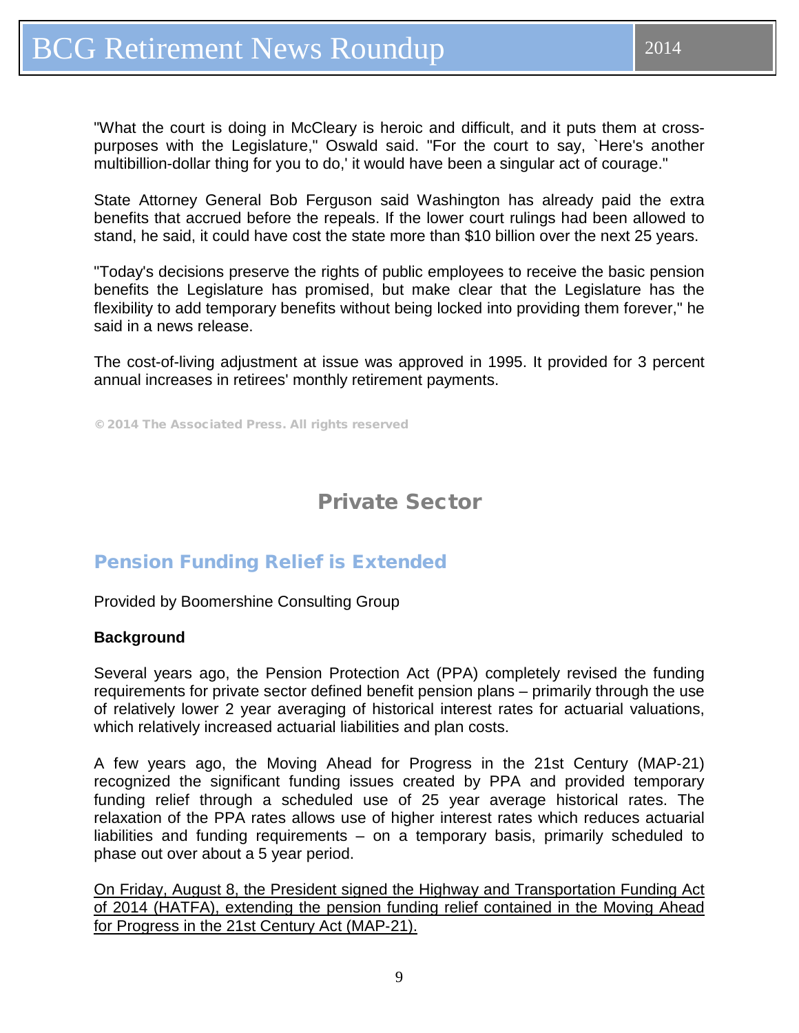"What the court is doing in McCleary is heroic and difficult, and it puts them at cross-purposes with the Legislature," Oswald said. "For the court to say, `Here's another multibillion-dollar thing for you to do,' it would have been a singular act of courage."

State Attorney General Bob Ferguson said Washington has already paid the extra benefits that accrued before the repeals. If the lower court rulings had been allowed to stand, he said, it could have cost the state more than $10 billion over the next 25 years.

"Today's decisions preserve the rights of public employees to receive the basic pension benefits the Legislature has promised, but make clear that the Legislature has the flexibility to add temporary benefits without being locked into providing them forever," he said in a news release.

The cost-of-living adjustment at issue was approved in 1995. It provided for 3 percent annual increases in retirees' monthly retirement payments.

© 2014 The Associated Press. All rights reserved

# Private Sector

## Pension Funding Relief is Extended

Provided by Boomershine Consulting Group

**Background**

Several years ago, the Pension Protection Act (PPA) completely revised the funding requirements for private sector defined benefit pension plans – primarily through the use of relatively lower 2 year averaging of historical interest rates for actuarial valuations, which relatively increased actuarial liabilities and plan costs.

A few years ago, the Moving Ahead for Progress in the 21st Century (MAP-21) recognized the significant funding issues created by PPA and provided temporary funding relief through a scheduled use of 25 year average historical rates. The relaxation of the PPA rates allows use of higher interest rates which reduces actuarial liabilities and funding requirements – on a temporary basis, primarily scheduled to phase out over about a 5 year period.

<u>On Friday, August 8, the President signed the Highway and Transportation Funding Act of 2014 (HATFA), extending the pension funding relief contained in the Moving Ahead for Progress in the 21st Century Act (MAP-21).</u>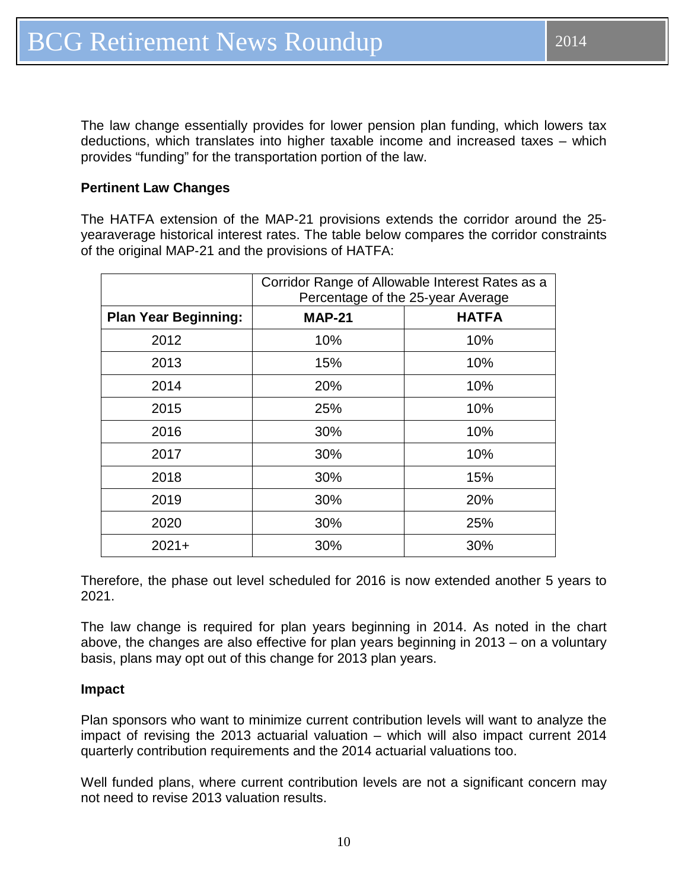The law change essentially provides for lower pension plan funding, which lowers tax deductions, which translates into higher taxable income and increased taxes – which provides "funding" for the transportation portion of the law.

**Pertinent Law Changes**

The HATFA extension of the MAP-21 provisions extends the corridor around the 25-yearaverage historical interest rates. The table below compares the corridor constraints of the original MAP-21 and the provisions of HATFA:

| | Corridor Range of Allowable Interest Rates as a Percentage of the 25-year Average | |
|---|---|---|
| **Plan Year Beginning:** | **MAP-21** | **HATFA** |
| 2012 | 10% | 10% |
| 2013 | 15% | 10% |
| 2014 | 20% | 10% |
| 2015 | 25% | 10% |
| 2016 | 30% | 10% |
| 2017 | 30% | 10% |
| 2018 | 30% | 15% |
| 2019 | 30% | 20% |
| 2020 | 30% | 25% |
| 2021+ | 30% | 30% |

Therefore, the phase out level scheduled for 2016 is now extended another 5 years to 2021.

The law change is required for plan years beginning in 2014. As noted in the chart above, the changes are also effective for plan years beginning in 2013 – on a voluntary basis, plans may opt out of this change for 2013 plan years.

**Impact**

Plan sponsors who want to minimize current contribution levels will want to analyze the impact of revising the 2013 actuarial valuation – which will also impact current 2014 quarterly contribution requirements and the 2014 actuarial valuations too.

Well funded plans, where current contribution levels are not a significant concern may not need to revise 2013 valuation results.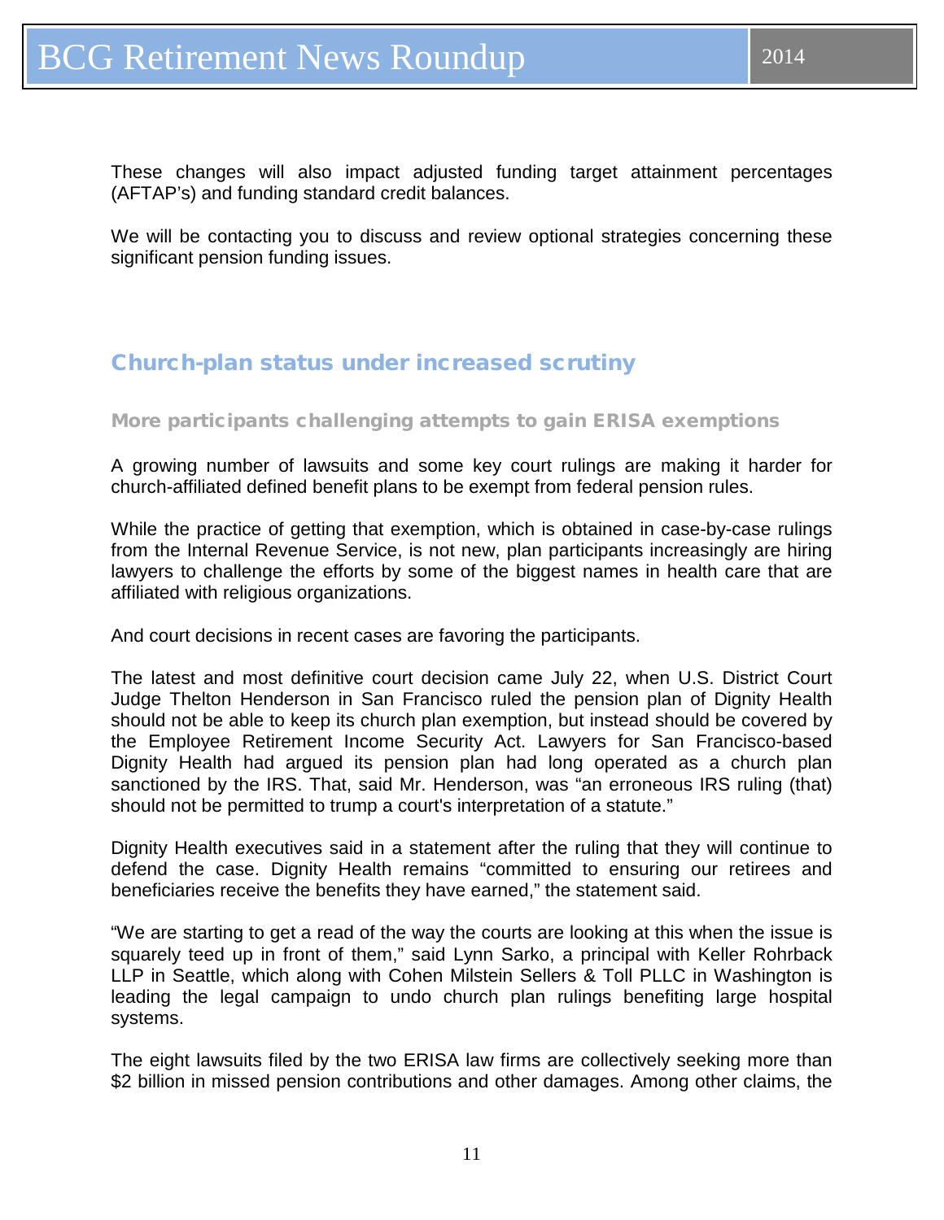These changes will also impact adjusted funding target attainment percentages (AFTAP's) and funding standard credit balances.

We will be contacting you to discuss and review optional strategies concerning these significant pension funding issues.

## Church-plan status under increased scrutiny

### More participants challenging attempts to gain ERISA exemptions

A growing number of lawsuits and some key court rulings are making it harder for church-affiliated defined benefit plans to be exempt from federal pension rules.

While the practice of getting that exemption, which is obtained in case-by-case rulings from the Internal Revenue Service, is not new, plan participants increasingly are hiring lawyers to challenge the efforts by some of the biggest names in health care that are affiliated with religious organizations.

And court decisions in recent cases are favoring the participants.

The latest and most definitive court decision came July 22, when U.S. District Court Judge Thelton Henderson in San Francisco ruled the pension plan of Dignity Health should not be able to keep its church plan exemption, but instead should be covered by the Employee Retirement Income Security Act. Lawyers for San Francisco-based Dignity Health had argued its pension plan had long operated as a church plan sanctioned by the IRS. That, said Mr. Henderson, was "an erroneous IRS ruling (that) should not be permitted to trump a court's interpretation of a statute."

Dignity Health executives said in a statement after the ruling that they will continue to defend the case. Dignity Health remains "committed to ensuring our retirees and beneficiaries receive the benefits they have earned," the statement said.

"We are starting to get a read of the way the courts are looking at this when the issue is squarely teed up in front of them," said Lynn Sarko, a principal with Keller Rohrback LLP in Seattle, which along with Cohen Milstein Sellers & Toll PLLC in Washington is leading the legal campaign to undo church plan rulings benefiting large hospital systems.

The eight lawsuits filed by the two ERISA law firms are collectively seeking more than $2 billion in missed pension contributions and other damages. Among other claims, the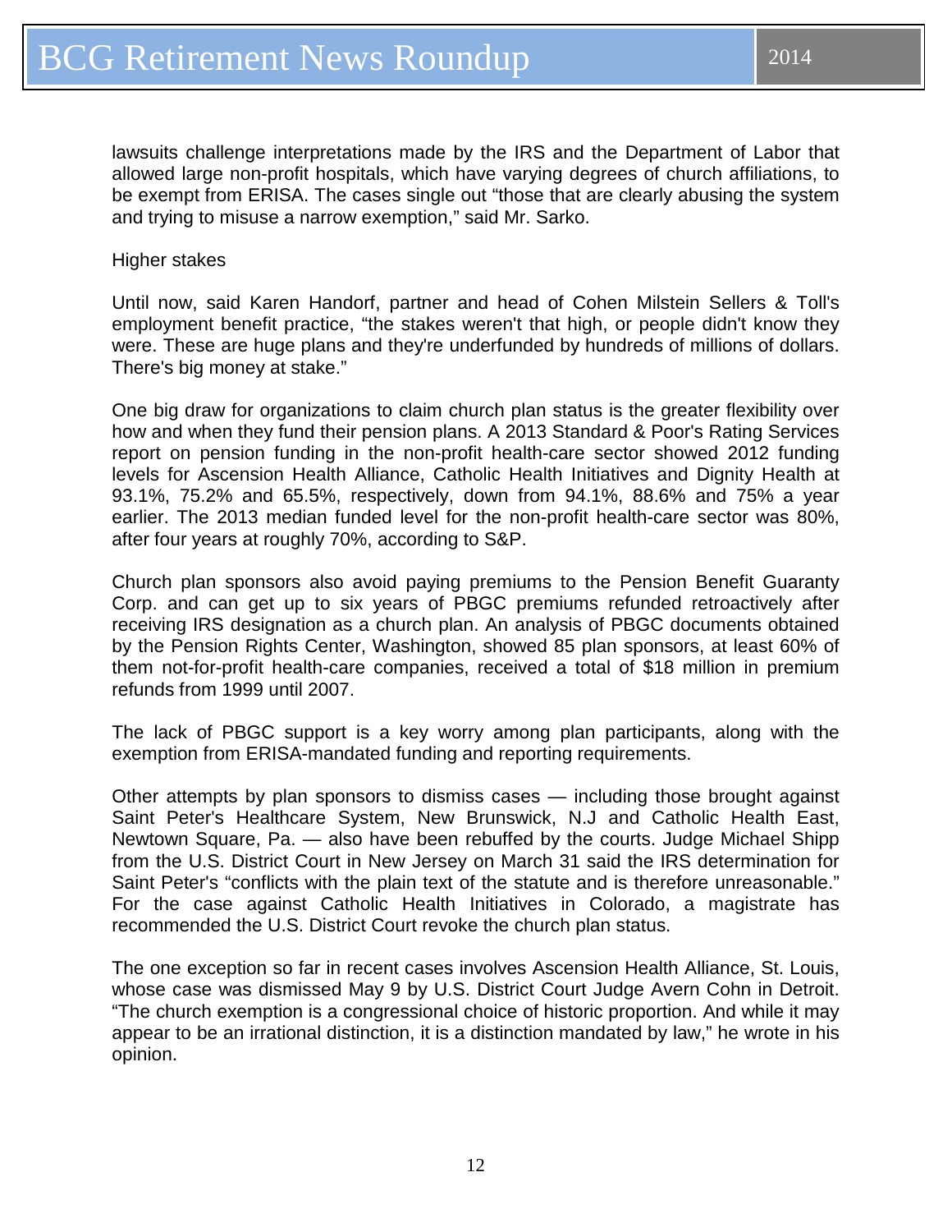lawsuits challenge interpretations made by the IRS and the Department of Labor that allowed large non-profit hospitals, which have varying degrees of church affiliations, to be exempt from ERISA. The cases single out "those that are clearly abusing the system and trying to misuse a narrow exemption," said Mr. Sarko.

Higher stakes

Until now, said Karen Handorf, partner and head of Cohen Milstein Sellers & Toll's employment benefit practice, "the stakes weren't that high, or people didn't know they were. These are huge plans and they're underfunded by hundreds of millions of dollars. There's big money at stake."

One big draw for organizations to claim church plan status is the greater flexibility over how and when they fund their pension plans. A 2013 Standard & Poor's Rating Services report on pension funding in the non-profit health-care sector showed 2012 funding levels for Ascension Health Alliance, Catholic Health Initiatives and Dignity Health at 93.1%, 75.2% and 65.5%, respectively, down from 94.1%, 88.6% and 75% a year earlier. The 2013 median funded level for the non-profit health-care sector was 80%, after four years at roughly 70%, according to S&P.

Church plan sponsors also avoid paying premiums to the Pension Benefit Guaranty Corp. and can get up to six years of PBGC premiums refunded retroactively after receiving IRS designation as a church plan. An analysis of PBGC documents obtained by the Pension Rights Center, Washington, showed 85 plan sponsors, at least 60% of them not-for-profit health-care companies, received a total of $18 million in premium refunds from 1999 until 2007.

The lack of PBGC support is a key worry among plan participants, along with the exemption from ERISA-mandated funding and reporting requirements.

Other attempts by plan sponsors to dismiss cases — including those brought against Saint Peter's Healthcare System, New Brunswick, N.J and Catholic Health East, Newtown Square, Pa. — also have been rebuffed by the courts. Judge Michael Shipp from the U.S. District Court in New Jersey on March 31 said the IRS determination for Saint Peter's "conflicts with the plain text of the statute and is therefore unreasonable." For the case against Catholic Health Initiatives in Colorado, a magistrate has recommended the U.S. District Court revoke the church plan status.

The one exception so far in recent cases involves Ascension Health Alliance, St. Louis, whose case was dismissed May 9 by U.S. District Court Judge Avern Cohn in Detroit. "The church exemption is a congressional choice of historic proportion. And while it may appear to be an irrational distinction, it is a distinction mandated by law," he wrote in his opinion.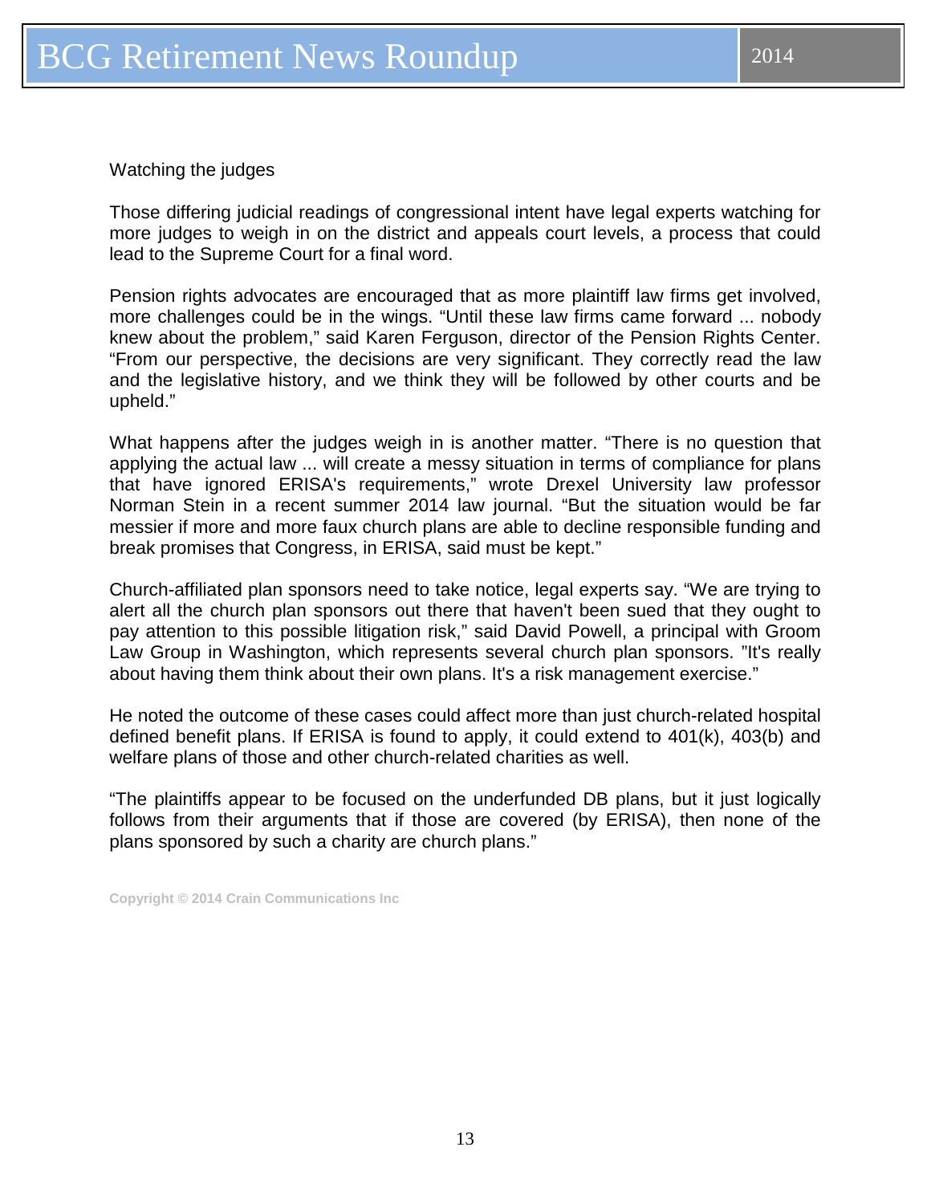Watching the judges

Those differing judicial readings of congressional intent have legal experts watching for more judges to weigh in on the district and appeals court levels, a process that could lead to the Supreme Court for a final word.

Pension rights advocates are encouraged that as more plaintiff law firms get involved, more challenges could be in the wings. "Until these law firms came forward ... nobody knew about the problem," said Karen Ferguson, director of the Pension Rights Center. "From our perspective, the decisions are very significant. They correctly read the law and the legislative history, and we think they will be followed by other courts and be upheld."

What happens after the judges weigh in is another matter. "There is no question that applying the actual law ... will create a messy situation in terms of compliance for plans that have ignored ERISA's requirements," wrote Drexel University law professor Norman Stein in a recent summer 2014 law journal. "But the situation would be far messier if more and more faux church plans are able to decline responsible funding and break promises that Congress, in ERISA, said must be kept."

Church-affiliated plan sponsors need to take notice, legal experts say. "We are trying to alert all the church plan sponsors out there that haven't been sued that they ought to pay attention to this possible litigation risk," said David Powell, a principal with Groom Law Group in Washington, which represents several church plan sponsors. "It's really about having them think about their own plans. It's a risk management exercise."

He noted the outcome of these cases could affect more than just church-related hospital defined benefit plans. If ERISA is found to apply, it could extend to 401(k), 403(b) and welfare plans of those and other church-related charities as well.

"The plaintiffs appear to be focused on the underfunded DB plans, but it just logically follows from their arguments that if those are covered (by ERISA), then none of the plans sponsored by such a charity are church plans."

Copyright © 2014 Crain Communications Inc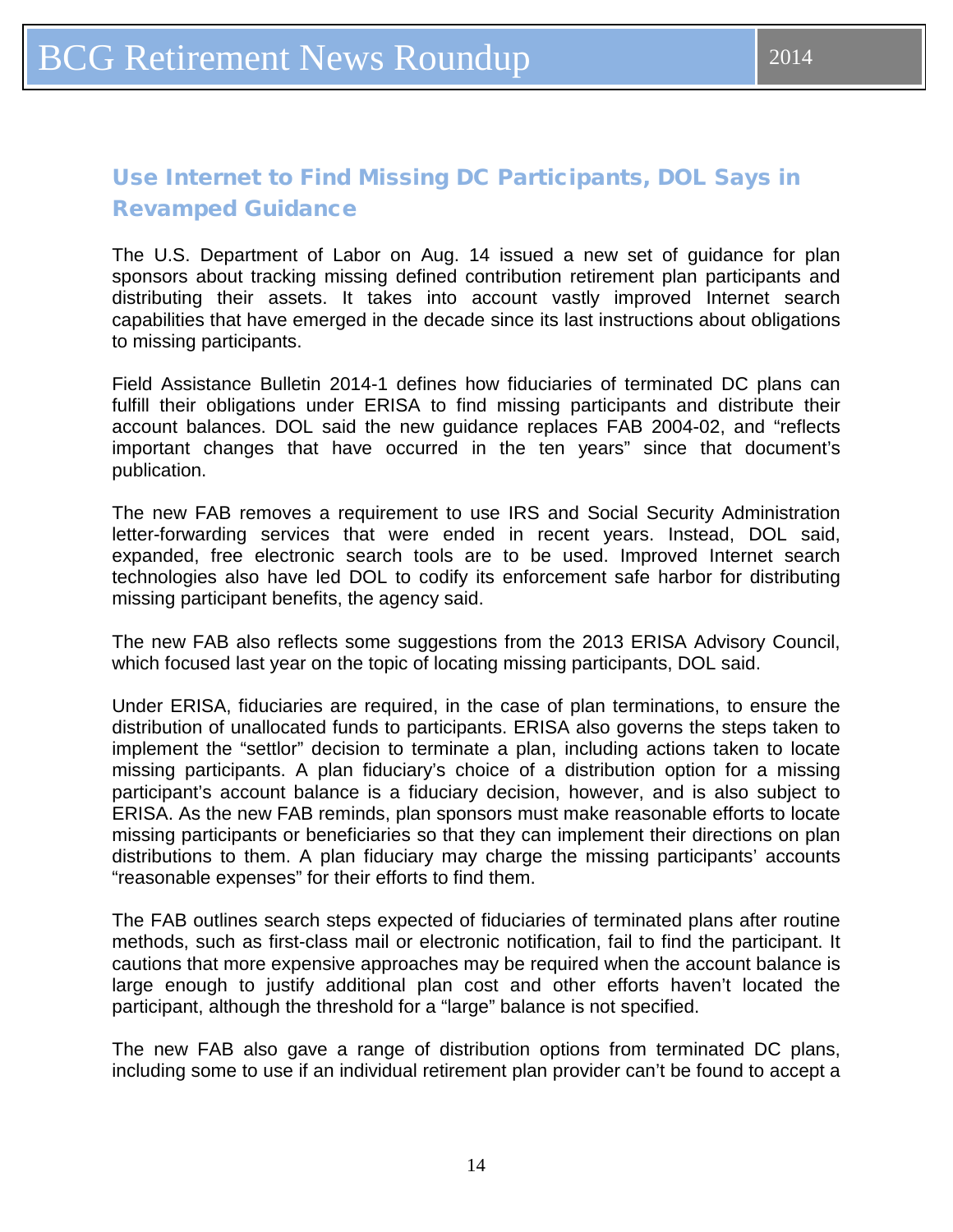## Use Internet to Find Missing DC Participants, DOL Says in Revamped Guidance

The U.S. Department of Labor on Aug. 14 issued a new set of guidance for plan sponsors about tracking missing defined contribution retirement plan participants and distributing their assets. It takes into account vastly improved Internet search capabilities that have emerged in the decade since its last instructions about obligations to missing participants.

Field Assistance Bulletin 2014-1 defines how fiduciaries of terminated DC plans can fulfill their obligations under ERISA to find missing participants and distribute their account balances. DOL said the new guidance replaces FAB 2004-02, and "reflects important changes that have occurred in the ten years" since that document's publication.

The new FAB removes a requirement to use IRS and Social Security Administration letter-forwarding services that were ended in recent years. Instead, DOL said, expanded, free electronic search tools are to be used. Improved Internet search technologies also have led DOL to codify its enforcement safe harbor for distributing missing participant benefits, the agency said.

The new FAB also reflects some suggestions from the 2013 ERISA Advisory Council, which focused last year on the topic of locating missing participants, DOL said.

Under ERISA, fiduciaries are required, in the case of plan terminations, to ensure the distribution of unallocated funds to participants. ERISA also governs the steps taken to implement the "settlor" decision to terminate a plan, including actions taken to locate missing participants. A plan fiduciary's choice of a distribution option for a missing participant's account balance is a fiduciary decision, however, and is also subject to ERISA. As the new FAB reminds, plan sponsors must make reasonable efforts to locate missing participants or beneficiaries so that they can implement their directions on plan distributions to them. A plan fiduciary may charge the missing participants' accounts "reasonable expenses" for their efforts to find them.

The FAB outlines search steps expected of fiduciaries of terminated plans after routine methods, such as first-class mail or electronic notification, fail to find the participant. It cautions that more expensive approaches may be required when the account balance is large enough to justify additional plan cost and other efforts haven't located the participant, although the threshold for a "large" balance is not specified.

The new FAB also gave a range of distribution options from terminated DC plans, including some to use if an individual retirement plan provider can't be found to accept a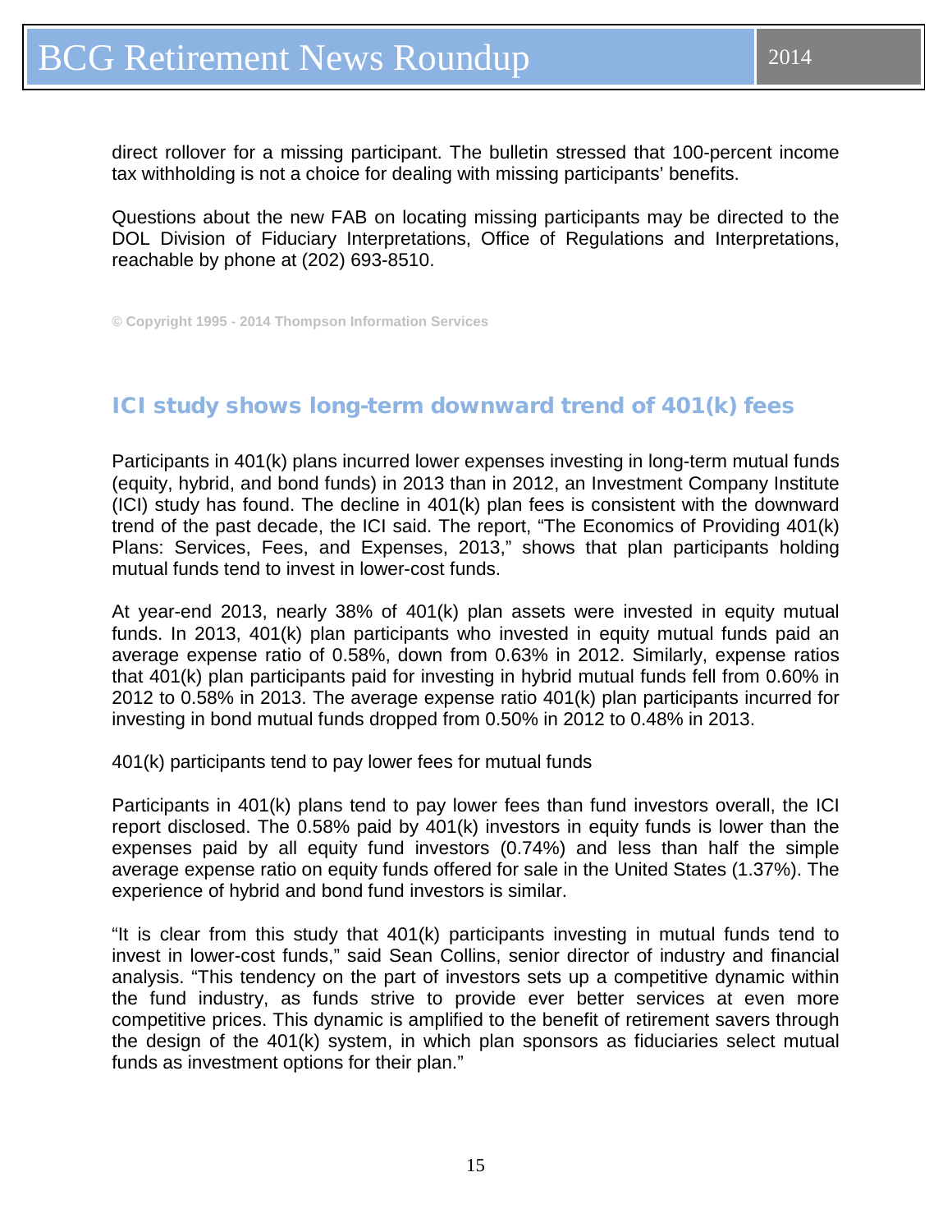direct rollover for a missing participant. The bulletin stressed that 100-percent income tax withholding is not a choice for dealing with missing participants' benefits.

Questions about the new FAB on locating missing participants may be directed to the DOL Division of Fiduciary Interpretations, Office of Regulations and Interpretations, reachable by phone at (202) 693-8510.

© Copyright 1995 - 2014 Thompson Information Services

## ICI study shows long-term downward trend of 401(k) fees

Participants in 401(k) plans incurred lower expenses investing in long-term mutual funds (equity, hybrid, and bond funds) in 2013 than in 2012, an Investment Company Institute (ICI) study has found. The decline in 401(k) plan fees is consistent with the downward trend of the past decade, the ICI said. The report, "The Economics of Providing 401(k) Plans: Services, Fees, and Expenses, 2013," shows that plan participants holding mutual funds tend to invest in lower-cost funds.

At year-end 2013, nearly 38% of 401(k) plan assets were invested in equity mutual funds. In 2013, 401(k) plan participants who invested in equity mutual funds paid an average expense ratio of 0.58%, down from 0.63% in 2012. Similarly, expense ratios that 401(k) plan participants paid for investing in hybrid mutual funds fell from 0.60% in 2012 to 0.58% in 2013. The average expense ratio 401(k) plan participants incurred for investing in bond mutual funds dropped from 0.50% in 2012 to 0.48% in 2013.

401(k) participants tend to pay lower fees for mutual funds

Participants in 401(k) plans tend to pay lower fees than fund investors overall, the ICI report disclosed. The 0.58% paid by 401(k) investors in equity funds is lower than the expenses paid by all equity fund investors (0.74%) and less than half the simple average expense ratio on equity funds offered for sale in the United States (1.37%). The experience of hybrid and bond fund investors is similar.

"It is clear from this study that 401(k) participants investing in mutual funds tend to invest in lower-cost funds," said Sean Collins, senior director of industry and financial analysis. "This tendency on the part of investors sets up a competitive dynamic within the fund industry, as funds strive to provide ever better services at even more competitive prices. This dynamic is amplified to the benefit of retirement savers through the design of the 401(k) system, in which plan sponsors as fiduciaries select mutual funds as investment options for their plan."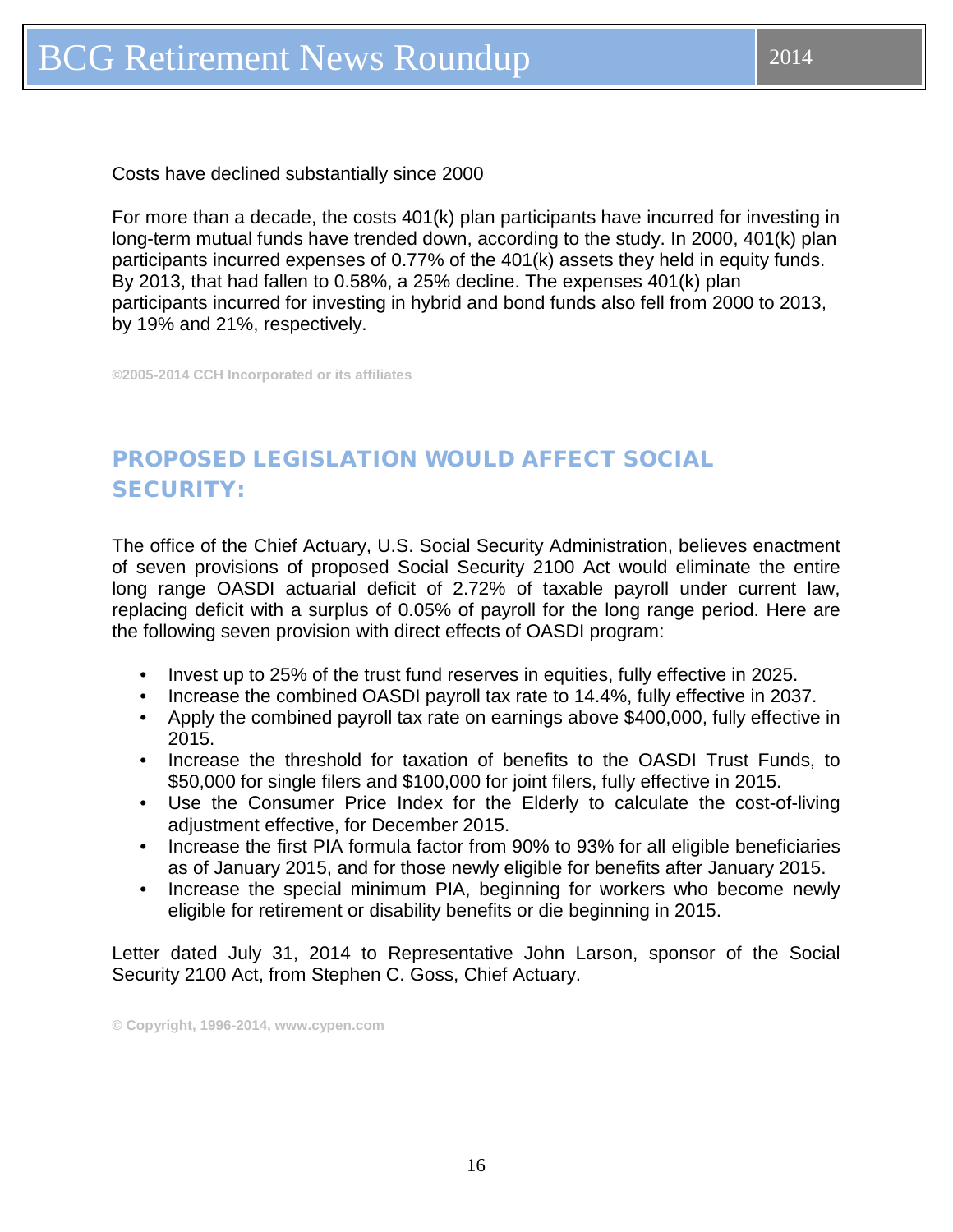Costs have declined substantially since 2000

For more than a decade, the costs 401(k) plan participants have incurred for investing in long-term mutual funds have trended down, according to the study. In 2000, 401(k) plan participants incurred expenses of 0.77% of the 401(k) assets they held in equity funds. By 2013, that had fallen to 0.58%, a 25% decline. The expenses 401(k) plan participants incurred for investing in hybrid and bond funds also fell from 2000 to 2013, by 19% and 21%, respectively.

©2005-2014 CCH Incorporated or its affiliates

## PROPOSED LEGISLATION WOULD AFFECT SOCIAL SECURITY:

The office of the Chief Actuary, U.S. Social Security Administration, believes enactment of seven provisions of proposed Social Security 2100 Act would eliminate the entire long range OASDI actuarial deficit of 2.72% of taxable payroll under current law, replacing deficit with a surplus of 0.05% of payroll for the long range period. Here are the following seven provision with direct effects of OASDI program:

- Invest up to 25% of the trust fund reserves in equities, fully effective in 2025.
- Increase the combined OASDI payroll tax rate to 14.4%, fully effective in 2037.
- Apply the combined payroll tax rate on earnings above $400,000, fully effective in 2015.
- Increase the threshold for taxation of benefits to the OASDI Trust Funds, to $50,000 for single filers and $100,000 for joint filers, fully effective in 2015.
- Use the Consumer Price Index for the Elderly to calculate the cost-of-living adjustment effective, for December 2015.
- Increase the first PIA formula factor from 90% to 93% for all eligible beneficiaries as of January 2015, and for those newly eligible for benefits after January 2015.
- Increase the special minimum PIA, beginning for workers who become newly eligible for retirement or disability benefits or die beginning in 2015.

Letter dated July 31, 2014 to Representative John Larson, sponsor of the Social Security 2100 Act, from Stephen C. Goss, Chief Actuary.

© Copyright, 1996-2014, www.cypen.com